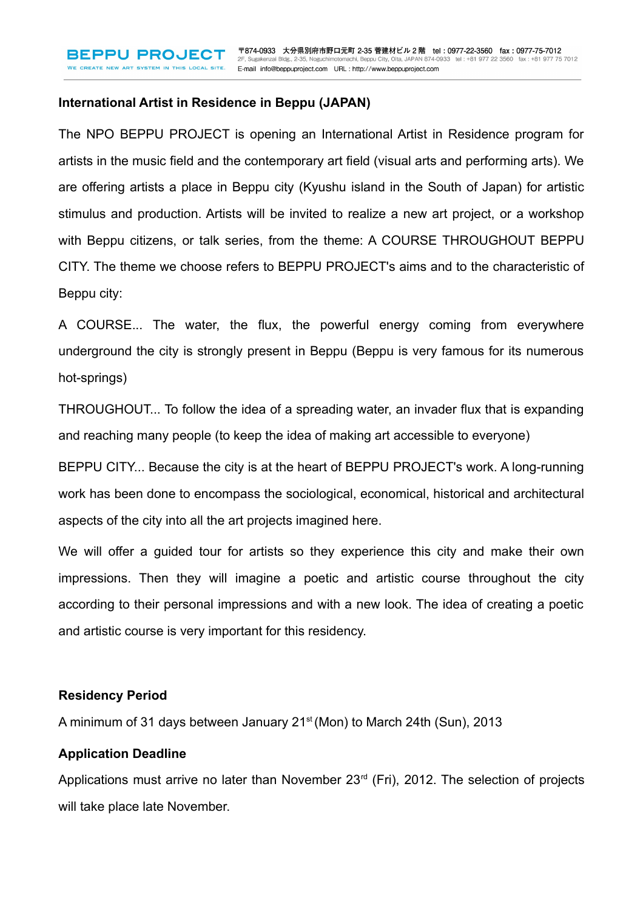## International Artist in Residence in Beppu (JAPAN)

The NPO BEPPU PROJECT is opening an International Artist in Residence program for artists in the music field and the contemporary art field (visual arts and performing arts). We are offering artists a place in Beppu city (Kyushu island in the South of Japan) for artistic stimulus and production. Artists will be invited to realize a new art project, or a workshop with Beppu citizens, or talk series, from the theme: A COURSE THROUGHOUT BEPPU CITY. The theme we choose refers to BEPPU PROJECT's aims and to the characteristic of Beppu city:

A COURSE... The water, the flux, the powerful energy coming from everywhere underground the city is strongly present in Beppu (Beppu is very famous for its numerous hot-springs)

THROUGHOUT... To follow the idea of a spreading water, an invader flux that is expanding and reaching many people (to keep the idea of making art accessible to everyone)

BEPPU CITY... Because the city is at the heart of BEPPU PROJECT's work. A long-running work has been done to encompass the sociological, economical, historical and architectural aspects of the city into all the art projects imagined here.

We will offer a guided tour for artists so they experience this city and make their own impressions. Then they will imagine a poetic and artistic course throughout the city according to their personal impressions and with a new look. The idea of creating a poetic and artistic course is very important for this residency.

### Residency Period

A minimum of 31 days between January 21st (Mon) to March 24th (Sun), 2013

### Application Deadline

Applications must arrive no later than November 23rd (Fri), 2012. The selection of projects will take place late November.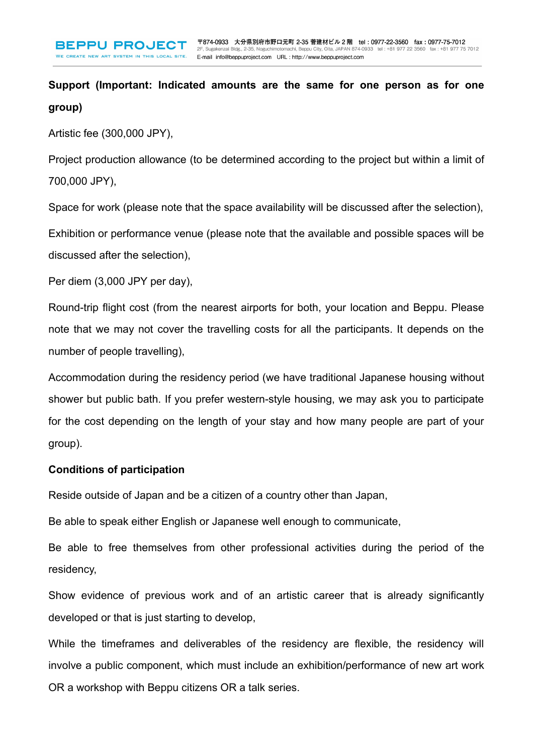**Support (Important: Indicated amounts are the same for one person as for one group)**

Artistic fee (300,000 JPY),

Project production allowance (to be determined according to the project but within a limit of 700,000 JPY),

Space for work (please note that the space availability will be discussed after the selection),

Exhibition or performance venue (please note that the available and possible spaces will be discussed after the selection),

Per diem (3,000 JPY per day),

Round-trip flight cost (from the nearest airports for both, your location and Beppu. Please note that we may not cover the travelling costs for all the participants. It depends on the number of people travelling),

Accommodation during the residency period (we have traditional Japanese housing without shower but public bath. If you prefer western-style housing, we may ask you to participate for the cost depending on the length of your stay and how many people are part of your group).

**Conditions of participation**

Reside outside of Japan and be a citizen of a country other than Japan,

Be able to speak either English or Japanese well enough to communicate,

Be able to free themselves from other professional activities during the period of the residency,

Show evidence of previous work and of an artistic career that is already significantly developed or that is just starting to develop,

While the timeframes and deliverables of the residency are flexible, the residency will involve a public component, which must include an exhibition/performance of new art work OR a workshop with Beppu citizens OR a talk series.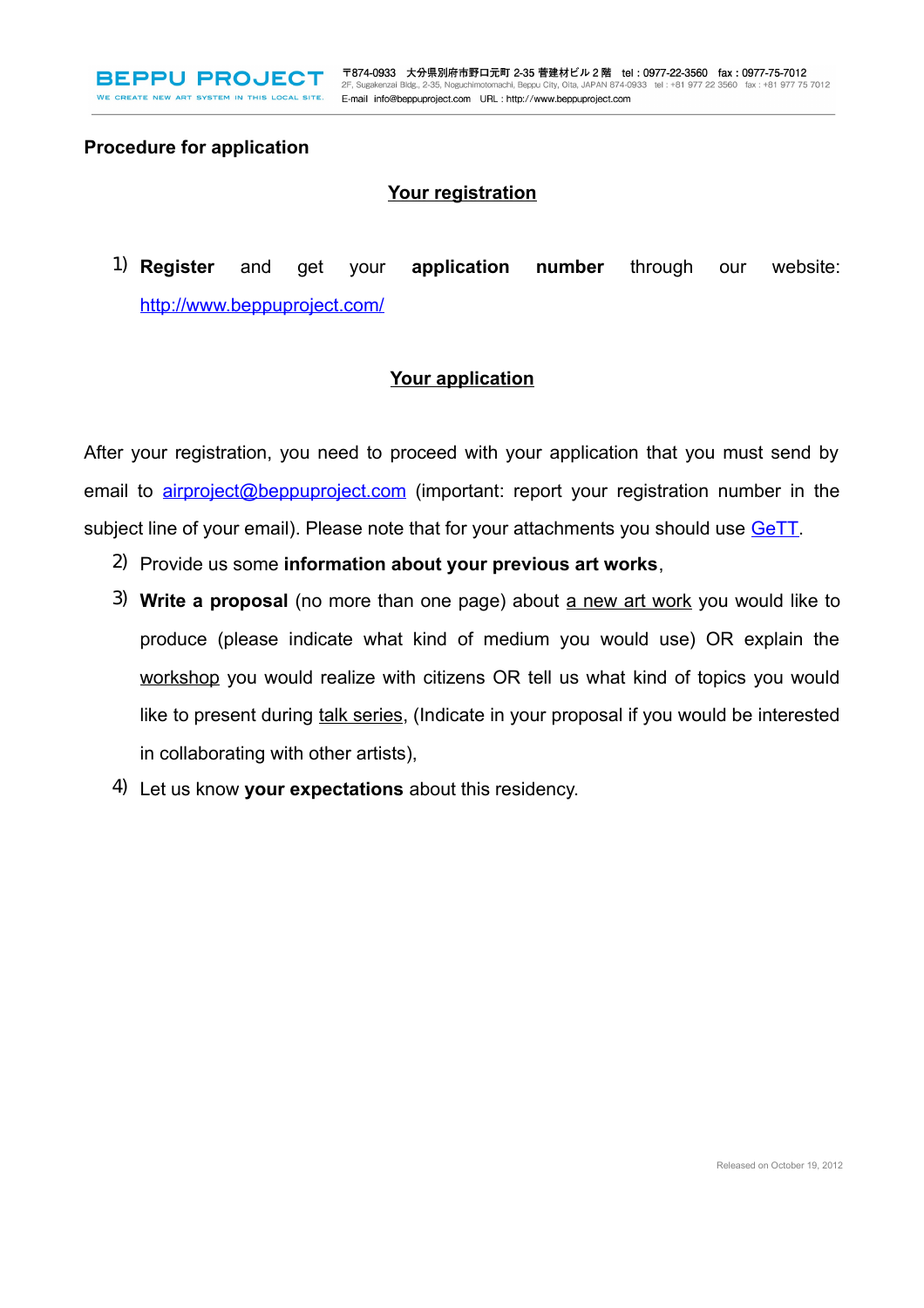**Procedure for application**

## Your registration

1) **Register** and get your **application number** through our website: http://www.beppuproject.com/

## Your application

After your registration, you need to proceed with your application that you must send by email to airproject@beppuproject.com (important: report your registration number in the subject line of your email). Please note that for your attachments you should use GeTT.

2) Provide us some **information about your previous art works**,
3) **Write a proposal** (no more than one page) about a new art work you would like to produce (please indicate what kind of medium you would use) OR explain the workshop you would realize with citizens OR tell us what kind of topics you would like to present during talk series, (Indicate in your proposal if you would be interested in collaborating with other artists),
4) Let us know **your expectations** about this residency.

Released on October 19, 2012